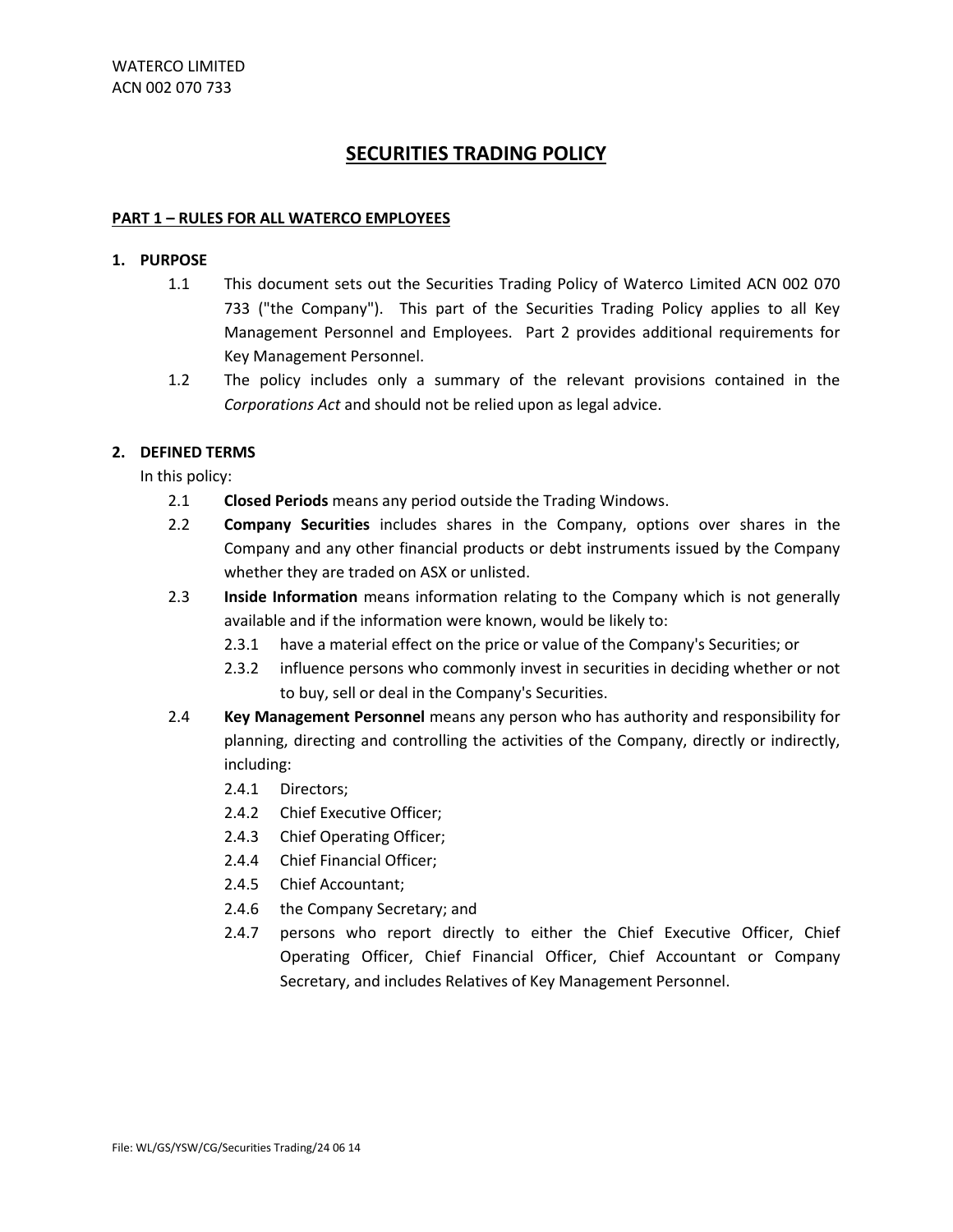WATERCO LIMITED
ACN 002 070 733

# SECURITIES TRADING POLICY

## PART 1 – RULES FOR ALL WATERCO EMPLOYEES

### 1. PURPOSE

1.1 This document sets out the Securities Trading Policy of Waterco Limited ACN 002 070 733 ("the Company"). This part of the Securities Trading Policy applies to all Key Management Personnel and Employees. Part 2 provides additional requirements for Key Management Personnel.

1.2 The policy includes only a summary of the relevant provisions contained in the *Corporations Act* and should not be relied upon as legal advice.

### 2. DEFINED TERMS

In this policy:

2.1 **Closed Periods** means any period outside the Trading Windows.

2.2 **Company Securities** includes shares in the Company, options over shares in the Company and any other financial products or debt instruments issued by the Company whether they are traded on ASX or unlisted.

2.3 **Inside Information** means information relating to the Company which is not generally available and if the information were known, would be likely to:

2.3.1 have a material effect on the price or value of the Company's Securities; or

2.3.2 influence persons who commonly invest in securities in deciding whether or not to buy, sell or deal in the Company's Securities.

2.4 **Key Management Personnel** means any person who has authority and responsibility for planning, directing and controlling the activities of the Company, directly or indirectly, including:

2.4.1 Directors;

2.4.2 Chief Executive Officer;

2.4.3 Chief Operating Officer;

2.4.4 Chief Financial Officer;

2.4.5 Chief Accountant;

2.4.6 the Company Secretary; and

2.4.7 persons who report directly to either the Chief Executive Officer, Chief Operating Officer, Chief Financial Officer, Chief Accountant or Company Secretary, and includes Relatives of Key Management Personnel.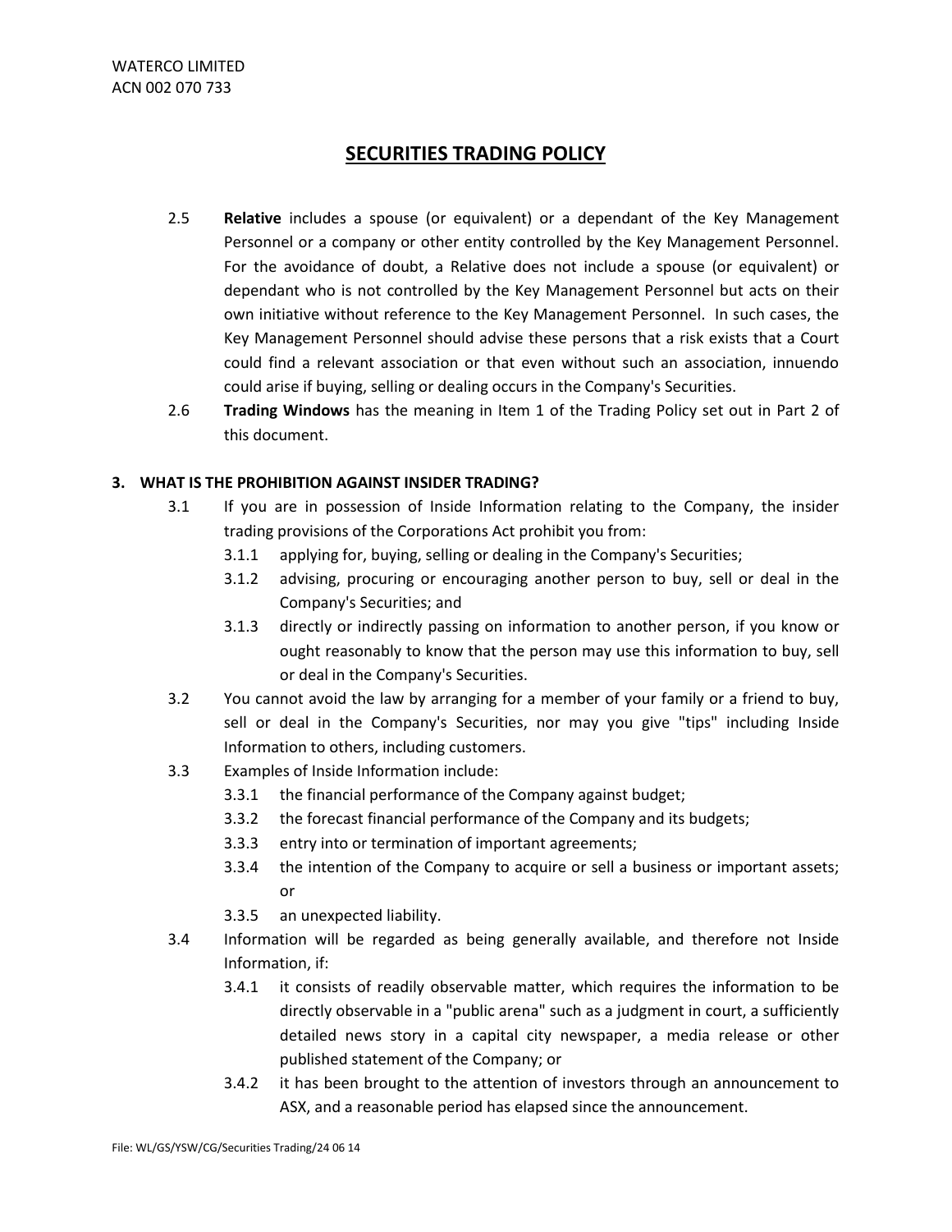2.5 **Relative** includes a spouse (or equivalent) or a dependant of the Key Management Personnel or a company or other entity controlled by the Key Management Personnel. For the avoidance of doubt, a Relative does not include a spouse (or equivalent) or dependant who is not controlled by the Key Management Personnel but acts on their own initiative without reference to the Key Management Personnel. In such cases, the Key Management Personnel should advise these persons that a risk exists that a Court could find a relevant association or that even without such an association, innuendo could arise if buying, selling or dealing occurs in the Company's Securities.

2.6 **Trading Windows** has the meaning in Item 1 of the Trading Policy set out in Part 2 of this document.

## 3. WHAT IS THE PROHIBITION AGAINST INSIDER TRADING?

3.1 If you are in possession of Inside Information relating to the Company, the insider trading provisions of the Corporations Act prohibit you from:

- 3.1.1 applying for, buying, selling or dealing in the Company's Securities;
- 3.1.2 advising, procuring or encouraging another person to buy, sell or deal in the Company's Securities; and
- 3.1.3 directly or indirectly passing on information to another person, if you know or ought reasonably to know that the person may use this information to buy, sell or deal in the Company's Securities.

3.2 You cannot avoid the law by arranging for a member of your family or a friend to buy, sell or deal in the Company's Securities, nor may you give "tips" including Inside Information to others, including customers.

3.3 Examples of Inside Information include:

- 3.3.1 the financial performance of the Company against budget;
- 3.3.2 the forecast financial performance of the Company and its budgets;
- 3.3.3 entry into or termination of important agreements;
- 3.3.4 the intention of the Company to acquire or sell a business or important assets; or
- 3.3.5 an unexpected liability.

3.4 Information will be regarded as being generally available, and therefore not Inside Information, if:

- 3.4.1 it consists of readily observable matter, which requires the information to be directly observable in a "public arena" such as a judgment in court, a sufficiently detailed news story in a capital city newspaper, a media release or other published statement of the Company; or
- 3.4.2 it has been brought to the attention of investors through an announcement to ASX, and a reasonable period has elapsed since the announcement.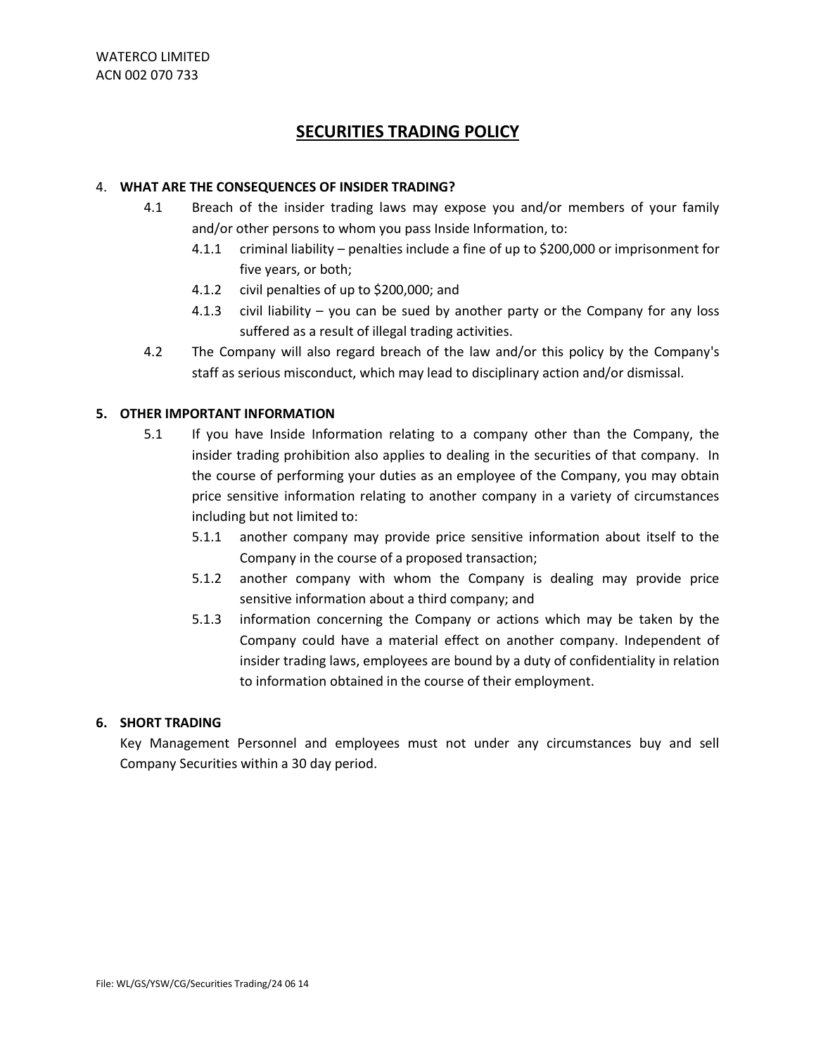WATERCO LIMITED
ACN 002 070 733

# SECURITIES TRADING POLICY

## 4. WHAT ARE THE CONSEQUENCES OF INSIDER TRADING?

4.1 Breach of the insider trading laws may expose you and/or members of your family and/or other persons to whom you pass Inside Information, to:

- 4.1.1 criminal liability – penalties include a fine of up to $200,000 or imprisonment for five years, or both;
- 4.1.2 civil penalties of up to $200,000; and
- 4.1.3 civil liability – you can be sued by another party or the Company for any loss suffered as a result of illegal trading activities.

4.2 The Company will also regard breach of the law and/or this policy by the Company's staff as serious misconduct, which may lead to disciplinary action and/or dismissal.

## 5. OTHER IMPORTANT INFORMATION

5.1 If you have Inside Information relating to a company other than the Company, the insider trading prohibition also applies to dealing in the securities of that company. In the course of performing your duties as an employee of the Company, you may obtain price sensitive information relating to another company in a variety of circumstances including but not limited to:

- 5.1.1 another company may provide price sensitive information about itself to the Company in the course of a proposed transaction;
- 5.1.2 another company with whom the Company is dealing may provide price sensitive information about a third company; and
- 5.1.3 information concerning the Company or actions which may be taken by the Company could have a material effect on another company. Independent of insider trading laws, employees are bound by a duty of confidentiality in relation to information obtained in the course of their employment.

## 6. SHORT TRADING

Key Management Personnel and employees must not under any circumstances buy and sell Company Securities within a 30 day period.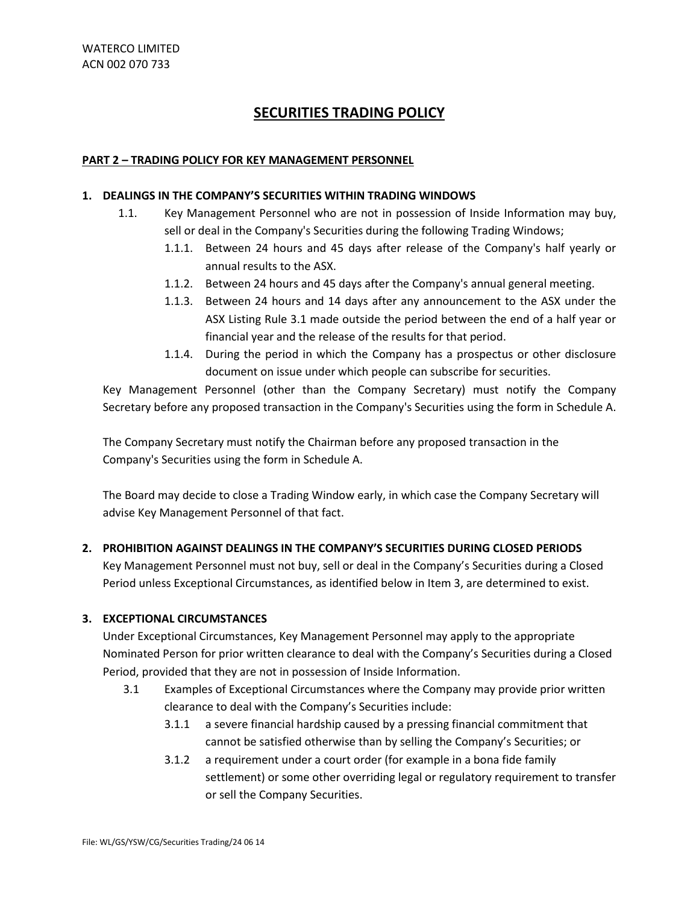WATERCO LIMITED
ACN 002 070 733

# SECURITIES TRADING POLICY

## PART 2 – TRADING POLICY FOR KEY MANAGEMENT PERSONNEL

### 1. DEALINGS IN THE COMPANY'S SECURITIES WITHIN TRADING WINDOWS

1.1. Key Management Personnel who are not in possession of Inside Information may buy, sell or deal in the Company's Securities during the following Trading Windows;

- 1.1.1. Between 24 hours and 45 days after release of the Company's half yearly or annual results to the ASX.
- 1.1.2. Between 24 hours and 45 days after the Company's annual general meeting.
- 1.1.3. Between 24 hours and 14 days after any announcement to the ASX under the ASX Listing Rule 3.1 made outside the period between the end of a half year or financial year and the release of the results for that period.
- 1.1.4. During the period in which the Company has a prospectus or other disclosure document on issue under which people can subscribe for securities.

Key Management Personnel (other than the Company Secretary) must notify the Company Secretary before any proposed transaction in the Company's Securities using the form in Schedule A.

The Company Secretary must notify the Chairman before any proposed transaction in the Company's Securities using the form in Schedule A.

The Board may decide to close a Trading Window early, in which case the Company Secretary will advise Key Management Personnel of that fact.

### 2. PROHIBITION AGAINST DEALINGS IN THE COMPANY'S SECURITIES DURING CLOSED PERIODS

Key Management Personnel must not buy, sell or deal in the Company's Securities during a Closed Period unless Exceptional Circumstances, as identified below in Item 3, are determined to exist.

### 3. EXCEPTIONAL CIRCUMSTANCES

Under Exceptional Circumstances, Key Management Personnel may apply to the appropriate Nominated Person for prior written clearance to deal with the Company's Securities during a Closed Period, provided that they are not in possession of Inside Information.

3.1 Examples of Exceptional Circumstances where the Company may provide prior written clearance to deal with the Company's Securities include:

- 3.1.1 a severe financial hardship caused by a pressing financial commitment that cannot be satisfied otherwise than by selling the Company's Securities; or
- 3.1.2 a requirement under a court order (for example in a bona fide family settlement) or some other overriding legal or regulatory requirement to transfer or sell the Company Securities.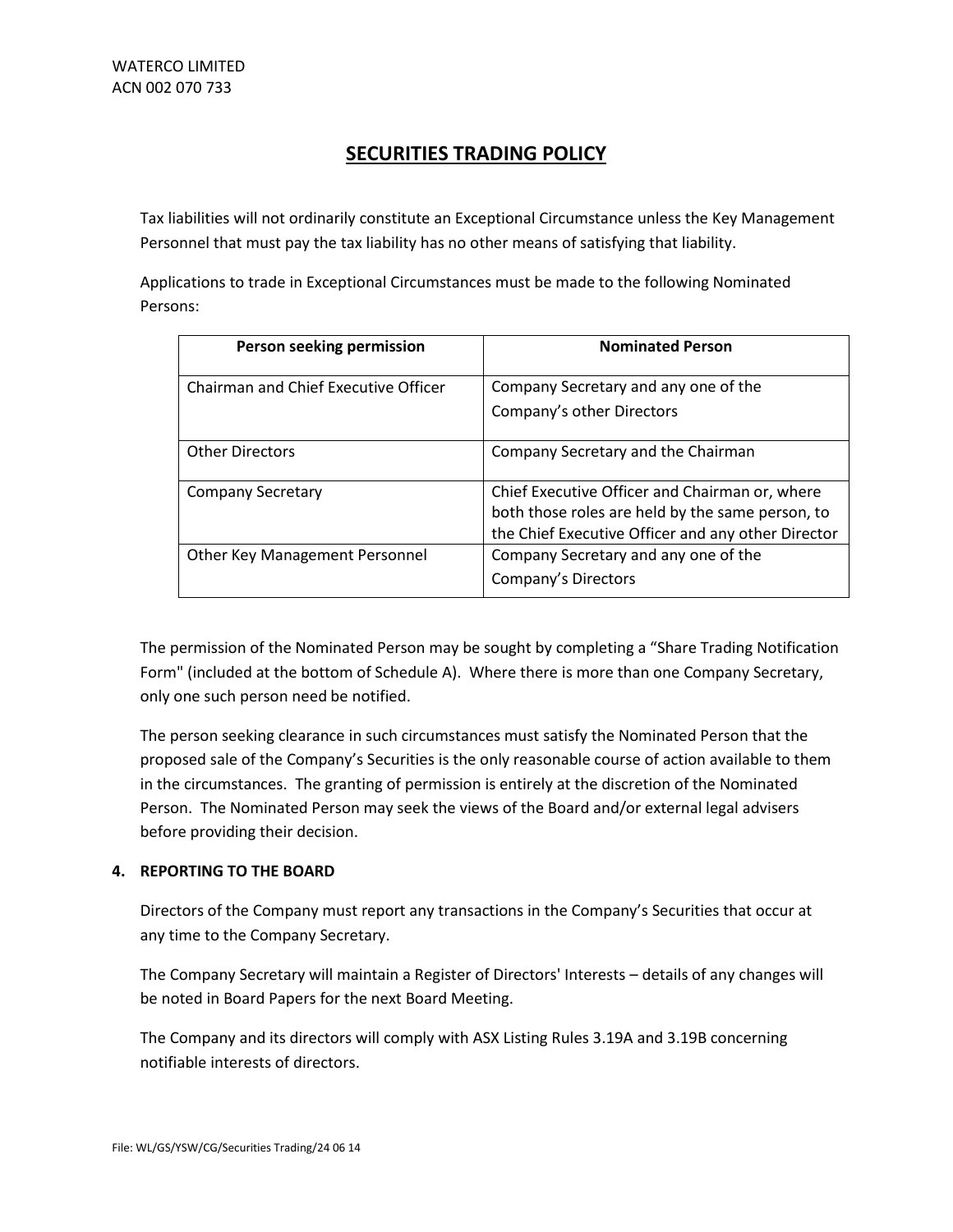Tax liabilities will not ordinarily constitute an Exceptional Circumstance unless the Key Management Personnel that must pay the tax liability has no other means of satisfying that liability.

Applications to trade in Exceptional Circumstances must be made to the following Nominated Persons:

| Person seeking permission | Nominated Person |
| --- | --- |
| Chairman and Chief Executive Officer | Company Secretary and any one of the Company's other Directors |
| Other Directors | Company Secretary and the Chairman |
| Company Secretary | Chief Executive Officer and Chairman or, where both those roles are held by the same person, to the Chief Executive Officer and any other Director |
| Other Key Management Personnel | Company Secretary and any one of the Company's Directors |

The permission of the Nominated Person may be sought by completing a "Share Trading Notification Form" (included at the bottom of Schedule A). Where there is more than one Company Secretary, only one such person need be notified.

The person seeking clearance in such circumstances must satisfy the Nominated Person that the proposed sale of the Company's Securities is the only reasonable course of action available to them in the circumstances. The granting of permission is entirely at the discretion of the Nominated Person. The Nominated Person may seek the views of the Board and/or external legal advisers before providing their decision.

**4. REPORTING TO THE BOARD**

Directors of the Company must report any transactions in the Company's Securities that occur at any time to the Company Secretary.

The Company Secretary will maintain a Register of Directors' Interests – details of any changes will be noted in Board Papers for the next Board Meeting.

The Company and its directors will comply with ASX Listing Rules 3.19A and 3.19B concerning notifiable interests of directors.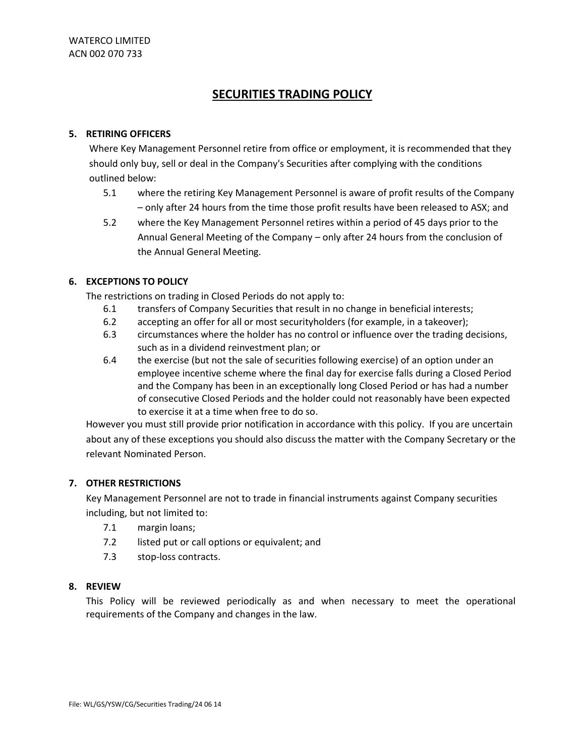# SECURITIES TRADING POLICY

## 5. RETIRING OFFICERS

Where Key Management Personnel retire from office or employment, it is recommended that they should only buy, sell or deal in the Company's Securities after complying with the conditions outlined below:

5.1 where the retiring Key Management Personnel is aware of profit results of the Company – only after 24 hours from the time those profit results have been released to ASX; and

5.2 where the Key Management Personnel retires within a period of 45 days prior to the Annual General Meeting of the Company – only after 24 hours from the conclusion of the Annual General Meeting.

## 6. EXCEPTIONS TO POLICY

The restrictions on trading in Closed Periods do not apply to:

6.1 transfers of Company Securities that result in no change in beneficial interests;

6.2 accepting an offer for all or most securityholders (for example, in a takeover);

6.3 circumstances where the holder has no control or influence over the trading decisions, such as in a dividend reinvestment plan; or

6.4 the exercise (but not the sale of securities following exercise) of an option under an employee incentive scheme where the final day for exercise falls during a Closed Period and the Company has been in an exceptionally long Closed Period or has had a number of consecutive Closed Periods and the holder could not reasonably have been expected to exercise it at a time when free to do so.

However you must still provide prior notification in accordance with this policy. If you are uncertain about any of these exceptions you should also discuss the matter with the Company Secretary or the relevant Nominated Person.

## 7. OTHER RESTRICTIONS

Key Management Personnel are not to trade in financial instruments against Company securities including, but not limited to:

7.1 margin loans;

7.2 listed put or call options or equivalent; and

7.3 stop-loss contracts.

## 8. REVIEW

This Policy will be reviewed periodically as and when necessary to meet the operational requirements of the Company and changes in the law.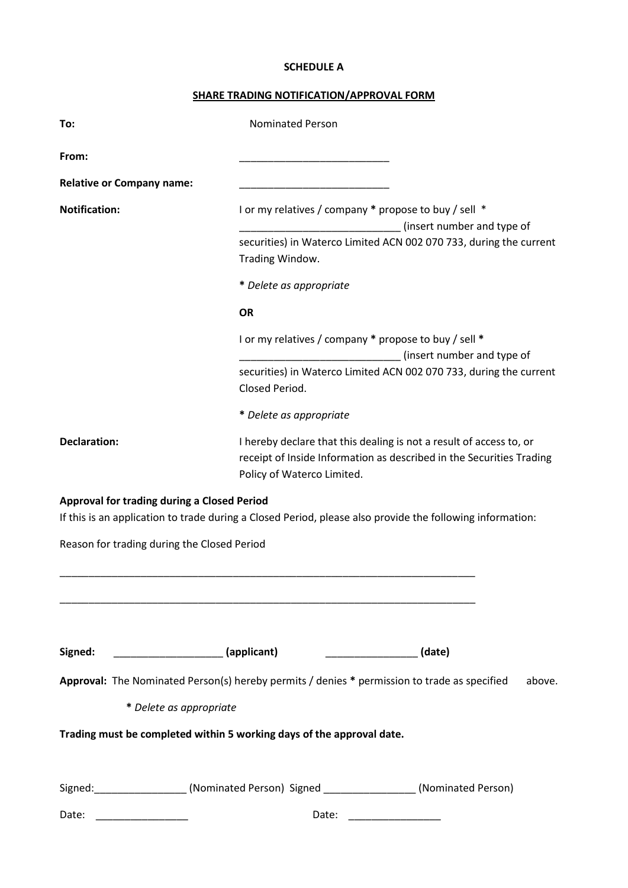**SCHEDULE A**

**SHARE TRADING NOTIFICATION/APPROVAL FORM**

**To:** Nominated Person

**From:** __________________________

**Relative or Company name:** __________________________

**Notification:** I or my relatives / company * propose to buy / sell * ____________________________ (insert number and type of securities) in Waterco Limited ACN 002 070 733, during the current Trading Window.

\* *Delete as appropriate*

**OR**

I or my relatives / company * propose to buy / sell * ____________________________ (insert number and type of securities) in Waterco Limited ACN 002 070 733, during the current Closed Period.

\* *Delete as appropriate*

**Declaration:** I hereby declare that this dealing is not a result of access to, or receipt of Inside Information as described in the Securities Trading Policy of Waterco Limited.

**Approval for trading during a Closed Period**

If this is an application to trade during a Closed Period, please also provide the following information:

Reason for trading during the Closed Period

______________________________________________________________________________

______________________________________________________________________________

**Signed:** ___________________ **(applicant)** ________________ **(date)**

**Approval:** The Nominated Person(s) hereby permits / denies * permission to trade as specified above.

\* *Delete as appropriate*

**Trading must be completed within 5 working days of the approval date.**

Signed:________________ (Nominated Person) Signed ________________ (Nominated Person)

Date: ________________ Date: ________________